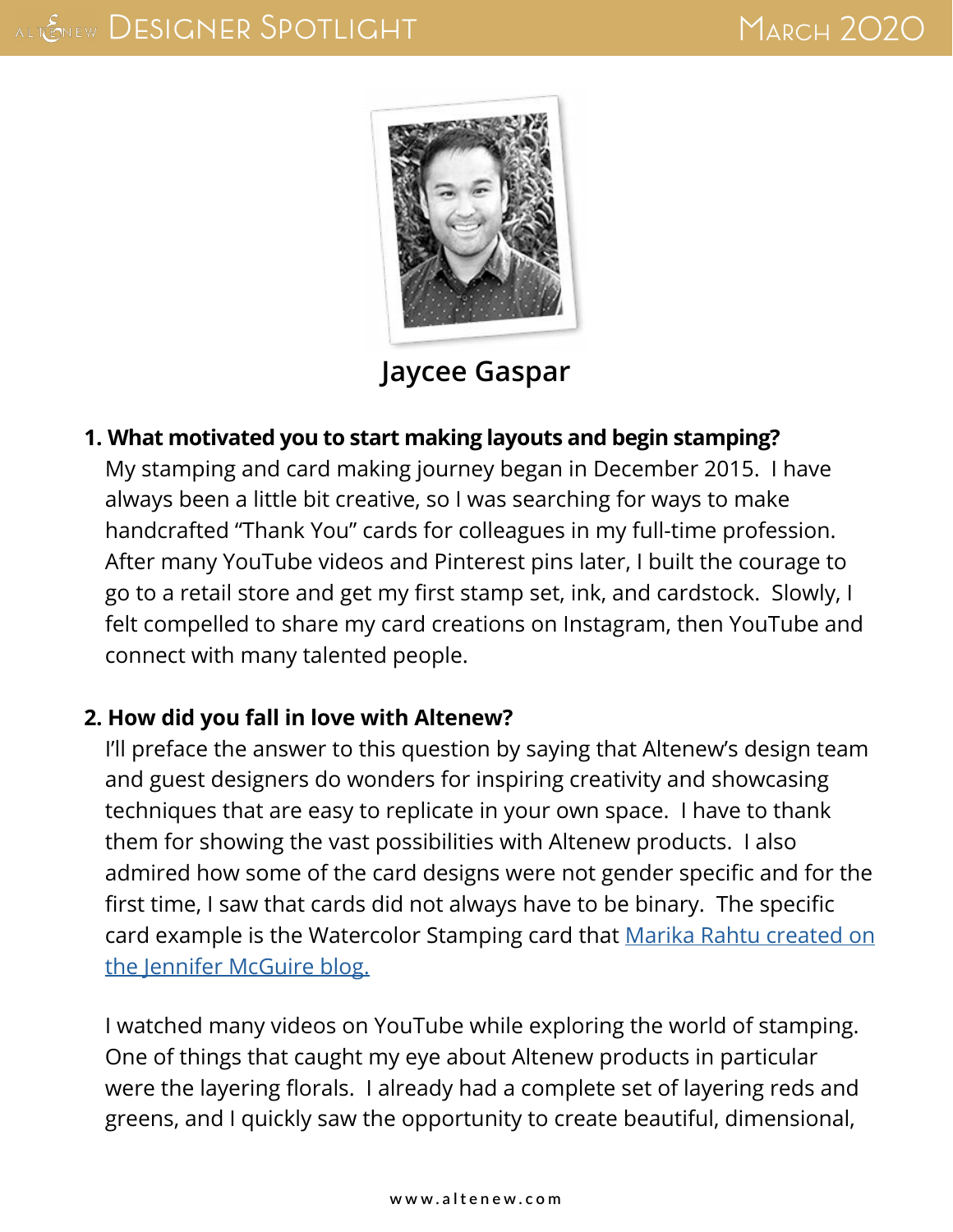# Jaycee Gaspar

**1. What motivated you to start making layouts and begin stamping?**

My stamping and card making journey began in December 2015. I have always been a little bit creative, so I was searching for ways to make handcrafted "Thank You" cards for colleagues in my full-time profession. After many YouTube videos and Pinterest pins later, I built the courage to go to a retail store and get my first stamp set, ink, and cardstock. Slowly, I felt compelled to share my card creations on Instagram, then YouTube and connect with many talented people.

**2. How did you fall in love with Altenew?**

I'll preface the answer to this question by saying that Altenew's design team and guest designers do wonders for inspiring creativity and showcasing techniques that are easy to replicate in your own space. I have to thank them for showing the vast possibilities with Altenew products. I also admired how some of the card designs were not gender specific and for the first time, I saw that cards did not always have to be binary. The specific card example is the Watercolor Stamping card that Marika Rahtu created on the Jennifer McGuire blog.

I watched many videos on YouTube while exploring the world of stamping. One of things that caught my eye about Altenew products in particular were the layering florals. I already had a complete set of layering reds and greens, and I quickly saw the opportunity to create beautiful, dimensional,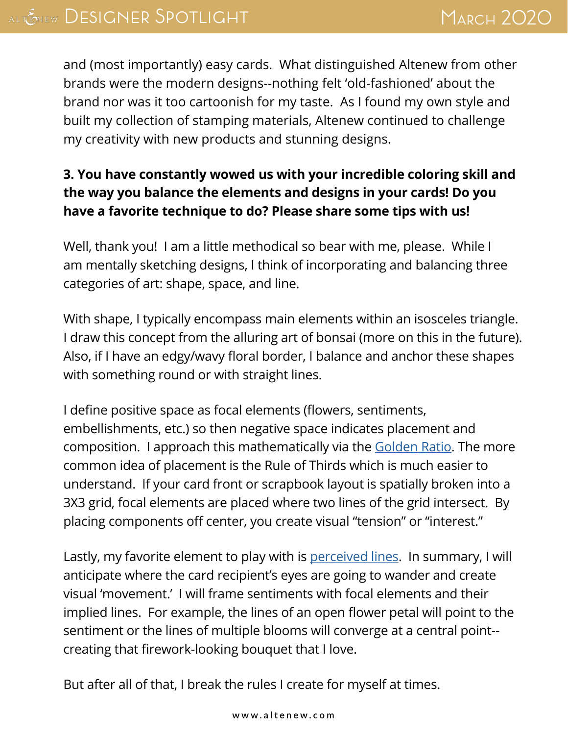and (most importantly) easy cards. What distinguished Altenew from other brands were the modern designs--nothing felt 'old-fashioned' about the brand nor was it too cartoonish for my taste. As I found my own style and built my collection of stamping materials, Altenew continued to challenge my creativity with new products and stunning designs.

**3. You have constantly wowed us with your incredible coloring skill and the way you balance the elements and designs in your cards! Do you have a favorite technique to do? Please share some tips with us!**

Well, thank you! I am a little methodical so bear with me, please. While I am mentally sketching designs, I think of incorporating and balancing three categories of art: shape, space, and line.

With shape, I typically encompass main elements within an isosceles triangle. I draw this concept from the alluring art of bonsai (more on this in the future). Also, if I have an edgy/wavy floral border, I balance and anchor these shapes with something round or with straight lines.

I define positive space as focal elements (flowers, sentiments, embellishments, etc.) so then negative space indicates placement and composition. I approach this mathematically via the Golden Ratio. The more common idea of placement is the Rule of Thirds which is much easier to understand. If your card front or scrapbook layout is spatially broken into a 3X3 grid, focal elements are placed where two lines of the grid intersect. By placing components off center, you create visual "tension" or "interest."

Lastly, my favorite element to play with is perceived lines. In summary, I will anticipate where the card recipient's eyes are going to wander and create visual 'movement.' I will frame sentiments with focal elements and their implied lines. For example, the lines of an open flower petal will point to the sentiment or the lines of multiple blooms will converge at a central point--creating that firework-looking bouquet that I love.

But after all of that, I break the rules I create for myself at times.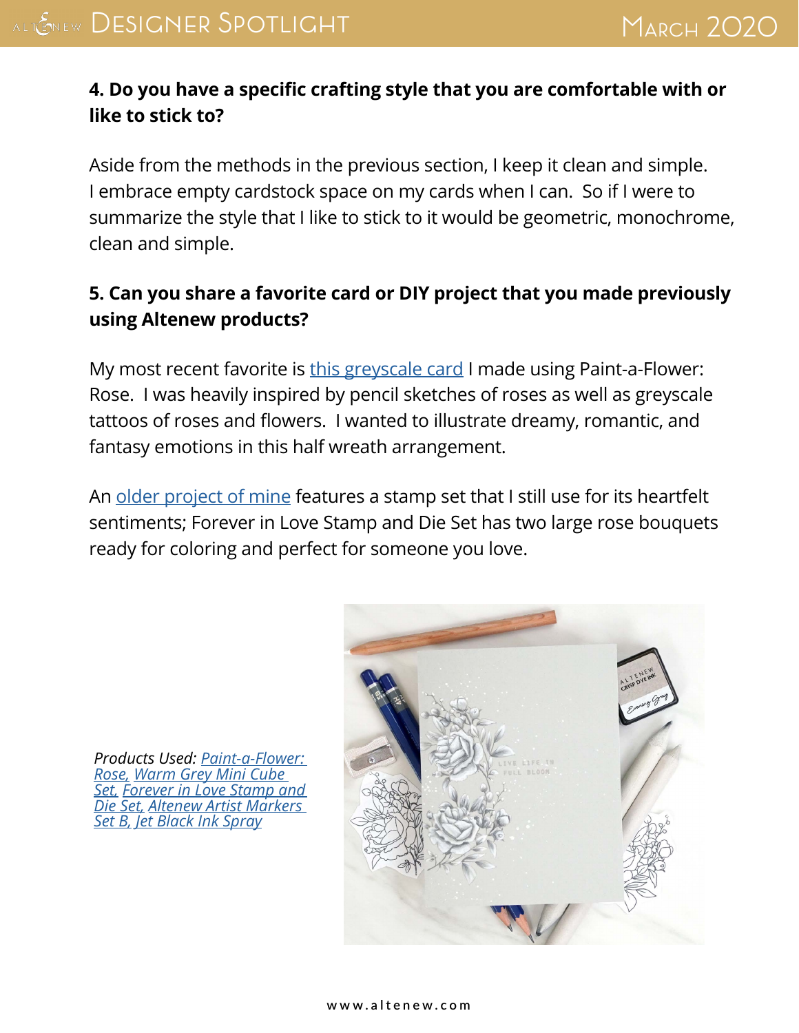**4. Do you have a specific crafting style that you are comfortable with or like to stick to?**

Aside from the methods in the previous section, I keep it clean and simple. I embrace empty cardstock space on my cards when I can. So if I were to summarize the style that I like to stick to it would be geometric, monochrome, clean and simple.

**5. Can you share a favorite card or DIY project that you made previously using Altenew products?**

My most recent favorite is this greyscale card I made using Paint-a-Flower: Rose. I was heavily inspired by pencil sketches of roses as well as greyscale tattoos of roses and flowers. I wanted to illustrate dreamy, romantic, and fantasy emotions in this half wreath arrangement.

An older project of mine features a stamp set that I still use for its heartfelt sentiments; Forever in Love Stamp and Die Set has two large rose bouquets ready for coloring and perfect for someone you love.

*Products Used: Paint-a-Flower: Rose, Warm Grey Mini Cube Set, Forever in Love Stamp and Die Set, Altenew Artist Markers Set B, Jet Black Ink Spray*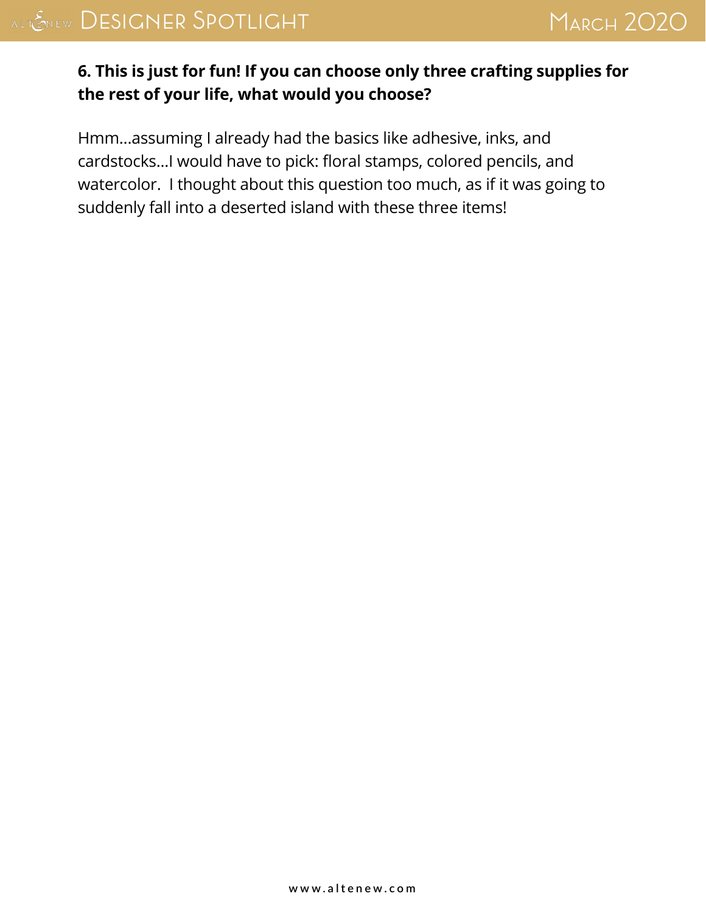**6. This is just for fun! If you can choose only three crafting supplies for the rest of your life, what would you choose?**

Hmm...assuming I already had the basics like adhesive, inks, and cardstocks...I would have to pick: floral stamps, colored pencils, and watercolor.  I thought about this question too much, as if it was going to suddenly fall into a deserted island with these three items!